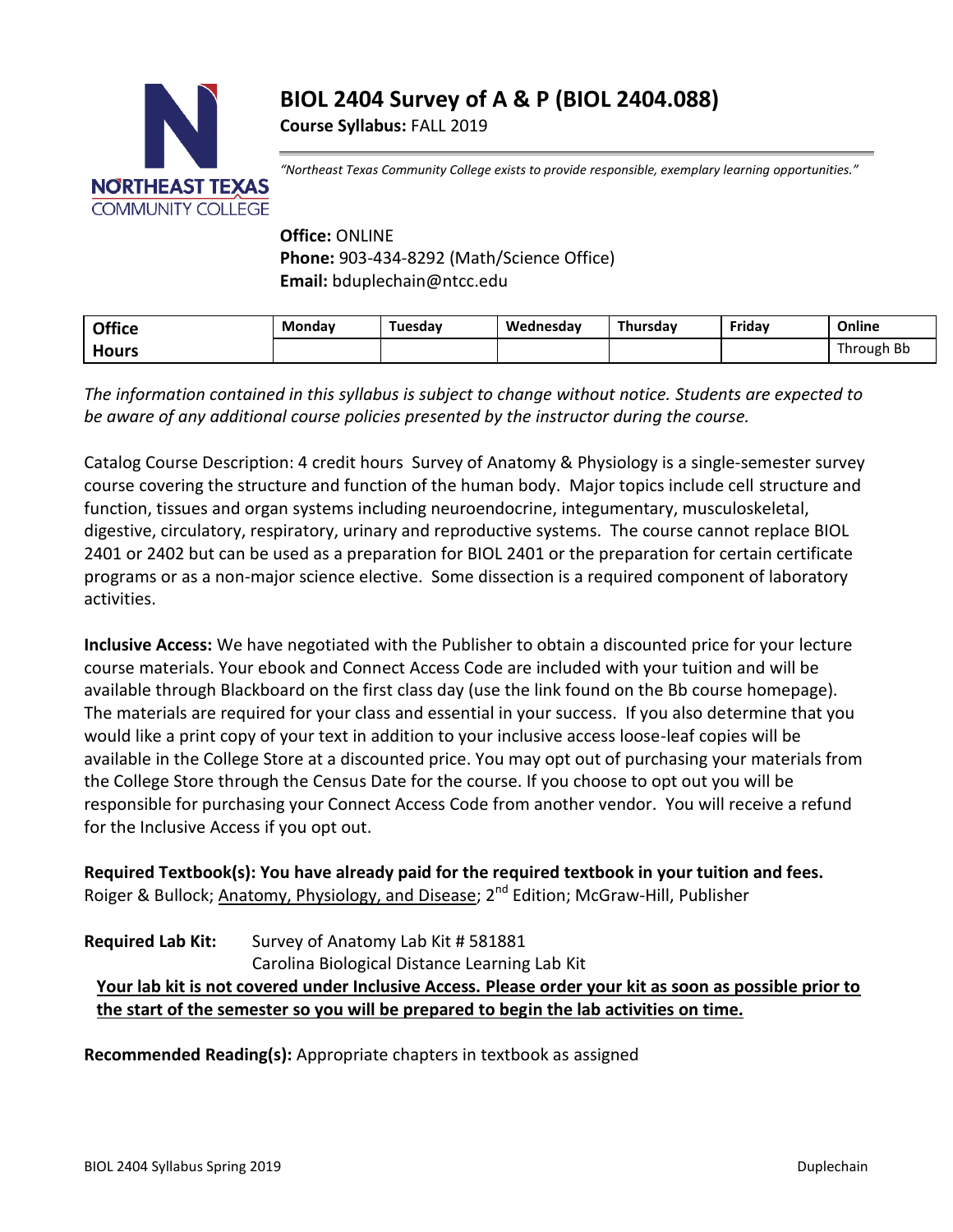# BIOL 2404 Survey of A & P (BIOL 2404.088)

**Course Syllabus:** FALL 2019

*"Northeast Texas Community College exists to provide responsible, exemplary learning opportunities."*

**Office:** ONLINE
**Phone:** 903-434-8292 (Math/Science Office)
**Email:** bduplechain@ntcc.edu

| Office Hours | Monday | Tuesday | Wednesday | Thursday | Friday | Online |
|---|---|---|---|---|---|---|
| | | | | | | Through Bb |

*The information contained in this syllabus is subject to change without notice. Students are expected to be aware of any additional course policies presented by the instructor during the course.*

Catalog Course Description: 4 credit hours Survey of Anatomy & Physiology is a single-semester survey course covering the structure and function of the human body. Major topics include cell structure and function, tissues and organ systems including neuroendocrine, integumentary, musculoskeletal, digestive, circulatory, respiratory, urinary and reproductive systems. The course cannot replace BIOL 2401 or 2402 but can be used as a preparation for BIOL 2401 or the preparation for certain certificate programs or as a non-major science elective. Some dissection is a required component of laboratory activities.

**Inclusive Access:** We have negotiated with the Publisher to obtain a discounted price for your lecture course materials. Your ebook and Connect Access Code are included with your tuition and will be available through Blackboard on the first class day (use the link found on the Bb course homepage). The materials are required for your class and essential in your success. If you also determine that you would like a print copy of your text in addition to your inclusive access loose-leaf copies will be available in the College Store at a discounted price. You may opt out of purchasing your materials from the College Store through the Census Date for the course. If you choose to opt out you will be responsible for purchasing your Connect Access Code from another vendor. You will receive a refund for the Inclusive Access if you opt out.

**Required Textbook(s): You have already paid for the required textbook in your tuition and fees.**
Roiger & Bullock; Anatomy, Physiology, and Disease; 2nd Edition; McGraw-Hill, Publisher

**Required Lab Kit:** Survey of Anatomy Lab Kit # 581881
Carolina Biological Distance Learning Lab Kit

**Your lab kit is not covered under Inclusive Access. Please order your kit as soon as possible prior to the start of the semester so you will be prepared to begin the lab activities on time.**

**Recommended Reading(s):** Appropriate chapters in textbook as assigned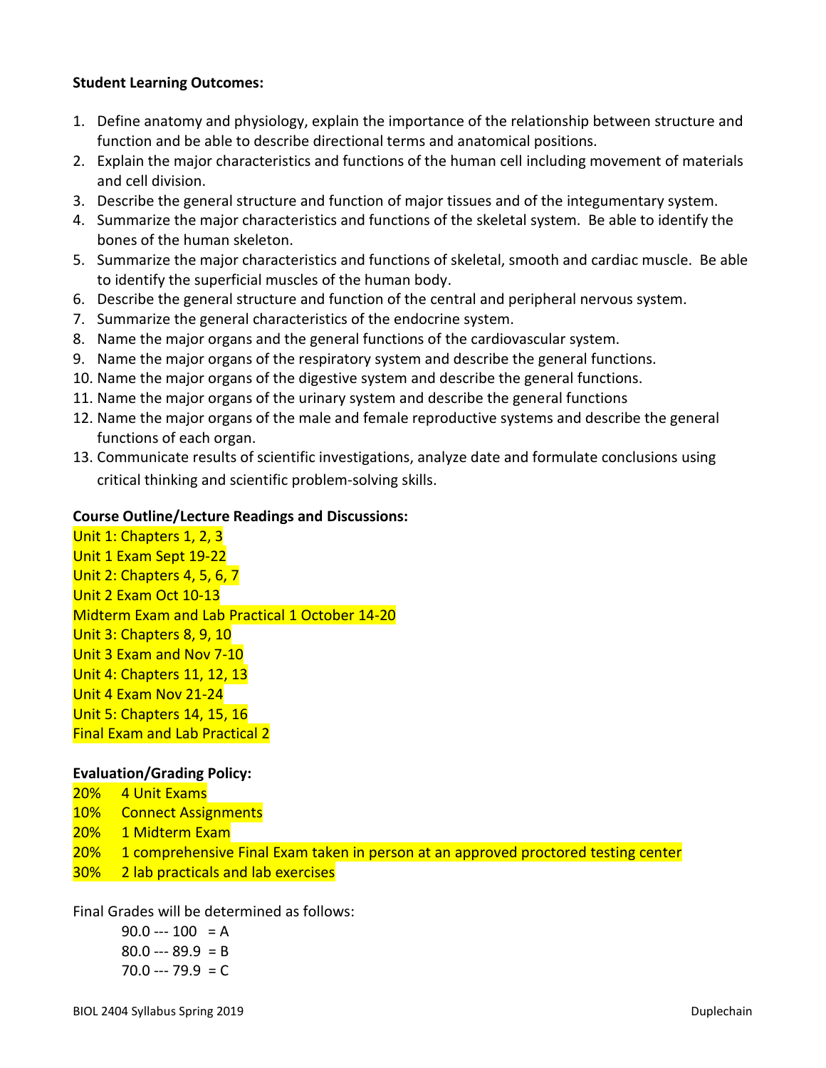**Student Learning Outcomes:**

1. Define anatomy and physiology, explain the importance of the relationship between structure and function and be able to describe directional terms and anatomical positions.
2. Explain the major characteristics and functions of the human cell including movement of materials and cell division.
3. Describe the general structure and function of major tissues and of the integumentary system.
4. Summarize the major characteristics and functions of the skeletal system. Be able to identify the bones of the human skeleton.
5. Summarize the major characteristics and functions of skeletal, smooth and cardiac muscle. Be able to identify the superficial muscles of the human body.
6. Describe the general structure and function of the central and peripheral nervous system.
7. Summarize the general characteristics of the endocrine system.
8. Name the major organs and the general functions of the cardiovascular system.
9. Name the major organs of the respiratory system and describe the general functions.
10. Name the major organs of the digestive system and describe the general functions.
11. Name the major organs of the urinary system and describe the general functions
12. Name the major organs of the male and female reproductive systems and describe the general functions of each organ.
13. Communicate results of scientific investigations, analyze date and formulate conclusions using critical thinking and scientific problem-solving skills.

**Course Outline/Lecture Readings and Discussions:**

Unit 1: Chapters 1, 2, 3
Unit 1 Exam Sept 19-22
Unit 2: Chapters 4, 5, 6, 7
Unit 2 Exam Oct 10-13
Midterm Exam and Lab Practical 1 October 14-20
Unit 3: Chapters 8, 9, 10
Unit 3 Exam and Nov 7-10
Unit 4: Chapters 11, 12, 13
Unit 4 Exam Nov 21-24
Unit 5: Chapters 14, 15, 16
Final Exam and Lab Practical 2

**Evaluation/Grading Policy:**

20% 4 Unit Exams
10% Connect Assignments
20% 1 Midterm Exam
20% 1 comprehensive Final Exam taken in person at an approved proctored testing center
30% 2 lab practicals and lab exercises

Final Grades will be determined as follows:

90.0 --- 100 = A
80.0 --- 89.9 = B
70.0 --- 79.9 = C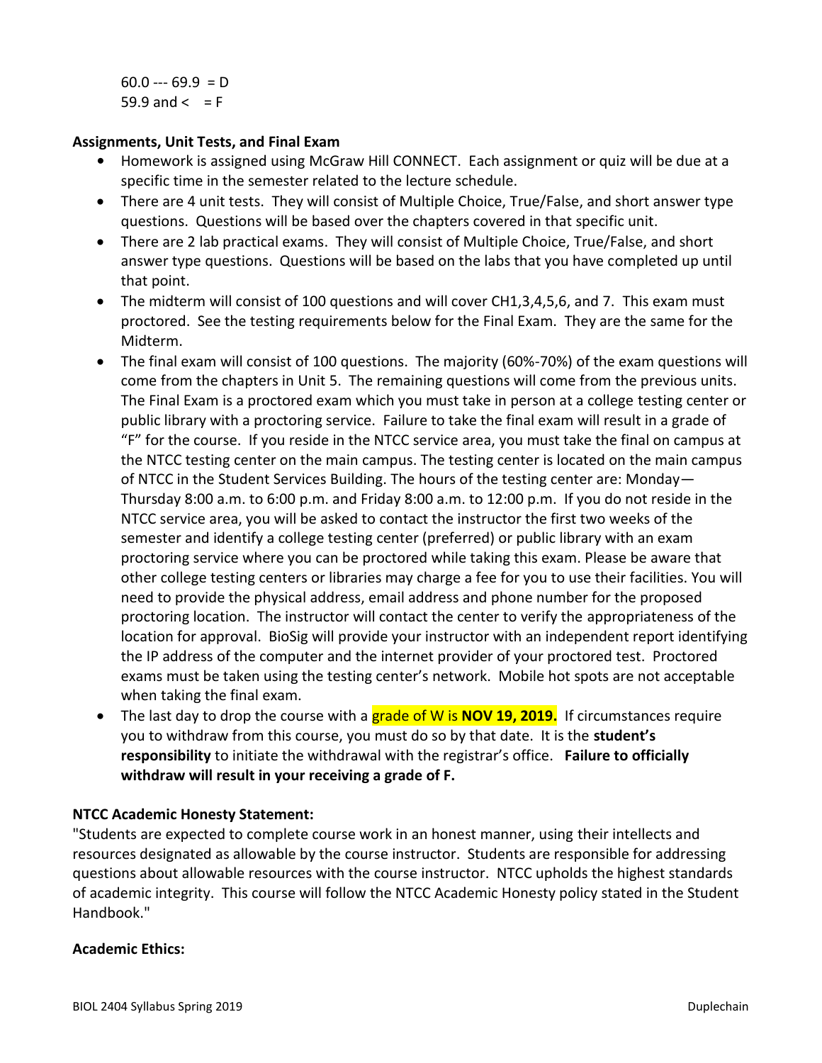60.0 --- 69.9 = D
59.9 and < = F

**Assignments, Unit Tests, and Final Exam**

- Homework is assigned using McGraw Hill CONNECT. Each assignment or quiz will be due at a specific time in the semester related to the lecture schedule.
- There are 4 unit tests. They will consist of Multiple Choice, True/False, and short answer type questions. Questions will be based over the chapters covered in that specific unit.
- There are 2 lab practical exams. They will consist of Multiple Choice, True/False, and short answer type questions. Questions will be based on the labs that you have completed up until that point.
- The midterm will consist of 100 questions and will cover CH1,3,4,5,6, and 7. This exam must proctored. See the testing requirements below for the Final Exam. They are the same for the Midterm.
- The final exam will consist of 100 questions. The majority (60%-70%) of the exam questions will come from the chapters in Unit 5. The remaining questions will come from the previous units. The Final Exam is a proctored exam which you must take in person at a college testing center or public library with a proctoring service. Failure to take the final exam will result in a grade of "F" for the course. If you reside in the NTCC service area, you must take the final on campus at the NTCC testing center on the main campus. The testing center is located on the main campus of NTCC in the Student Services Building. The hours of the testing center are: Monday—Thursday 8:00 a.m. to 6:00 p.m. and Friday 8:00 a.m. to 12:00 p.m. If you do not reside in the NTCC service area, you will be asked to contact the instructor the first two weeks of the semester and identify a college testing center (preferred) or public library with an exam proctoring service where you can be proctored while taking this exam. Please be aware that other college testing centers or libraries may charge a fee for you to use their facilities. You will need to provide the physical address, email address and phone number for the proposed proctoring location. The instructor will contact the center to verify the appropriateness of the location for approval. BioSig will provide your instructor with an independent report identifying the IP address of the computer and the internet provider of your proctored test. Proctored exams must be taken using the testing center's network. Mobile hot spots are not acceptable when taking the final exam.
- The last day to drop the course with a grade of W is **NOV 19, 2019.** If circumstances require you to withdraw from this course, you must do so by that date. It is the **student's responsibility** to initiate the withdrawal with the registrar's office. **Failure to officially withdraw will result in your receiving a grade of F.**

**NTCC Academic Honesty Statement:**

"Students are expected to complete course work in an honest manner, using their intellects and resources designated as allowable by the course instructor. Students are responsible for addressing questions about allowable resources with the course instructor. NTCC upholds the highest standards of academic integrity. This course will follow the NTCC Academic Honesty policy stated in the Student Handbook."

**Academic Ethics:**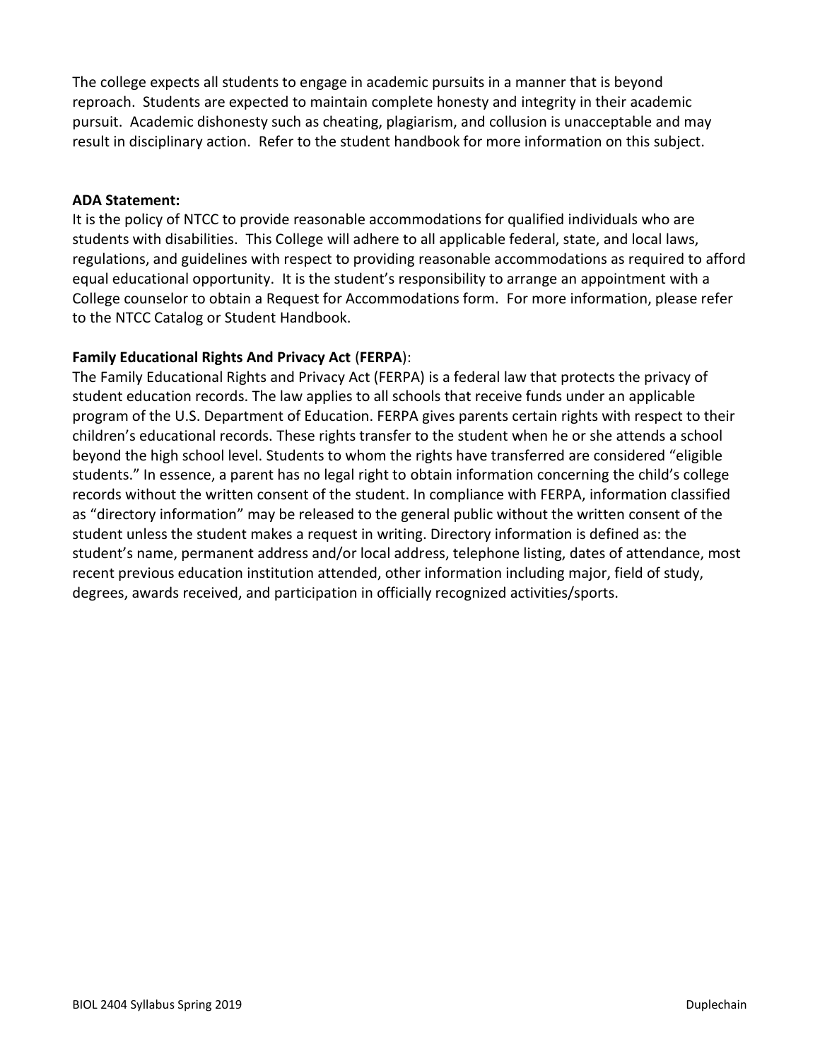The college expects all students to engage in academic pursuits in a manner that is beyond reproach. Students are expected to maintain complete honesty and integrity in their academic pursuit. Academic dishonesty such as cheating, plagiarism, and collusion is unacceptable and may result in disciplinary action. Refer to the student handbook for more information on this subject.

**ADA Statement:**
It is the policy of NTCC to provide reasonable accommodations for qualified individuals who are students with disabilities. This College will adhere to all applicable federal, state, and local laws, regulations, and guidelines with respect to providing reasonable accommodations as required to afford equal educational opportunity. It is the student's responsibility to arrange an appointment with a College counselor to obtain a Request for Accommodations form. For more information, please refer to the NTCC Catalog or Student Handbook.

**Family Educational Rights And Privacy Act** (**FERPA**):
The Family Educational Rights and Privacy Act (FERPA) is a federal law that protects the privacy of student education records. The law applies to all schools that receive funds under an applicable program of the U.S. Department of Education. FERPA gives parents certain rights with respect to their children's educational records. These rights transfer to the student when he or she attends a school beyond the high school level. Students to whom the rights have transferred are considered "eligible students." In essence, a parent has no legal right to obtain information concerning the child's college records without the written consent of the student. In compliance with FERPA, information classified as "directory information" may be released to the general public without the written consent of the student unless the student makes a request in writing. Directory information is defined as: the student's name, permanent address and/or local address, telephone listing, dates of attendance, most recent previous education institution attended, other information including major, field of study, degrees, awards received, and participation in officially recognized activities/sports.